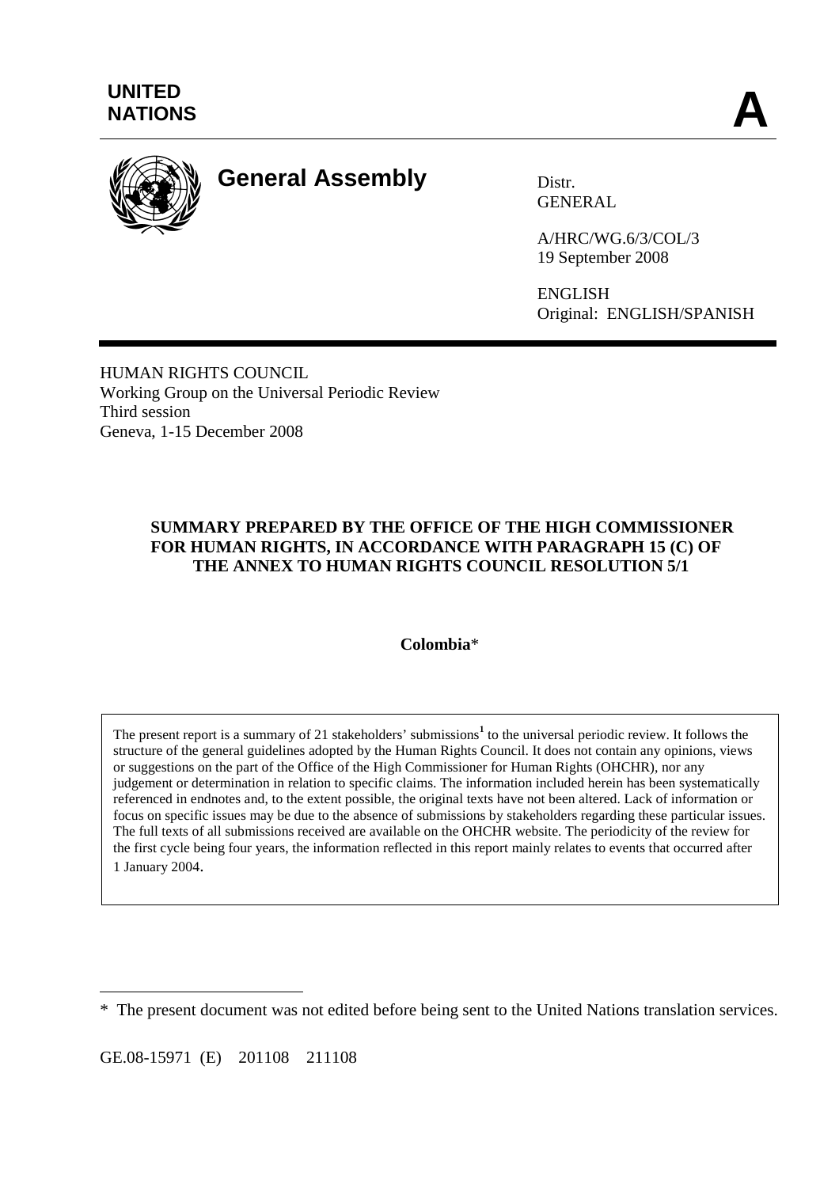UNITED NATIONS

**A**

# General Assembly

Distr.
GENERAL

A/HRC/WG.6/3/COL/3
19 September 2008

ENGLISH
Original: ENGLISH/SPANISH

HUMAN RIGHTS COUNCIL
Working Group on the Universal Periodic Review
Third session
Geneva, 1-15 December 2008

**SUMMARY PREPARED BY THE OFFICE OF THE HIGH COMMISSIONER FOR HUMAN RIGHTS, IN ACCORDANCE WITH PARAGRAPH 15 (C) OF THE ANNEX TO HUMAN RIGHTS COUNCIL RESOLUTION 5/1**

**Colombia***

The present report is a summary of 21 stakeholders' submissions[1] to the universal periodic review. It follows the structure of the general guidelines adopted by the Human Rights Council. It does not contain any opinions, views or suggestions on the part of the Office of the High Commissioner for Human Rights (OHCHR), nor any judgement or determination in relation to specific claims. The information included herein has been systematically referenced in endnotes and, to the extent possible, the original texts have not been altered. Lack of information or focus on specific issues may be due to the absence of submissions by stakeholders regarding these particular issues. The full texts of all submissions received are available on the OHCHR website. The periodicity of the review for the first cycle being four years, the information reflected in this report mainly relates to events that occurred after 1 January 2004.

\* The present document was not edited before being sent to the United Nations translation services.

GE.08-15971 (E) 201108 211108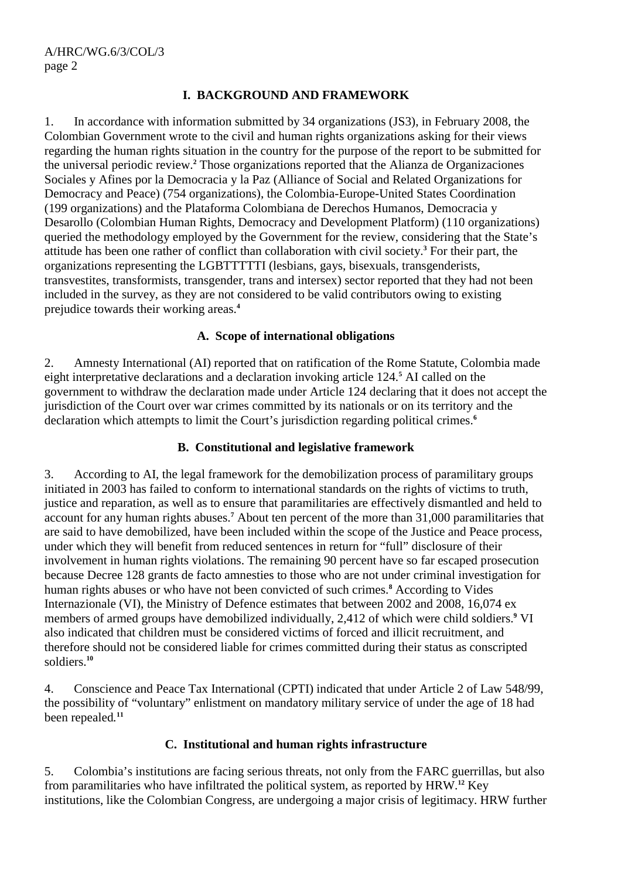## I. BACKGROUND AND FRAMEWORK

1. In accordance with information submitted by 34 organizations (JS3), in February 2008, the Colombian Government wrote to the civil and human rights organizations asking for their views regarding the human rights situation in the country for the purpose of the report to be submitted for the universal periodic review.[2] Those organizations reported that the Alianza de Organizaciones Sociales y Afines por la Democracia y la Paz (Alliance of Social and Related Organizations for Democracy and Peace) (754 organizations), the Colombia-Europe-United States Coordination (199 organizations) and the Plataforma Colombiana de Derechos Humanos, Democracia y Desarollo (Colombian Human Rights, Democracy and Development Platform) (110 organizations) queried the methodology employed by the Government for the review, considering that the State's attitude has been one rather of conflict than collaboration with civil society.[3] For their part, the organizations representing the LGBTTTTTI (lesbians, gays, bisexuals, transgenderists, transvestites, transformists, transgender, trans and intersex) sector reported that they had not been included in the survey, as they are not considered to be valid contributors owing to existing prejudice towards their working areas.[4]

### A. Scope of international obligations

2. Amnesty International (AI) reported that on ratification of the Rome Statute, Colombia made eight interpretative declarations and a declaration invoking article 124.[5] AI called on the government to withdraw the declaration made under Article 124 declaring that it does not accept the jurisdiction of the Court over war crimes committed by its nationals or on its territory and the declaration which attempts to limit the Court's jurisdiction regarding political crimes.[6]

### B. Constitutional and legislative framework

3. According to AI, the legal framework for the demobilization process of paramilitary groups initiated in 2003 has failed to conform to international standards on the rights of victims to truth, justice and reparation, as well as to ensure that paramilitaries are effectively dismantled and held to account for any human rights abuses.[7] About ten percent of the more than 31,000 paramilitaries that are said to have demobilized, have been included within the scope of the Justice and Peace process, under which they will benefit from reduced sentences in return for "full" disclosure of their involvement in human rights violations. The remaining 90 percent have so far escaped prosecution because Decree 128 grants de facto amnesties to those who are not under criminal investigation for human rights abuses or who have not been convicted of such crimes.[8] According to Vides Internazionale (VI), the Ministry of Defence estimates that between 2002 and 2008, 16,074 ex members of armed groups have demobilized individually, 2,412 of which were child soldiers.[9] VI also indicated that children must be considered victims of forced and illicit recruitment, and therefore should not be considered liable for crimes committed during their status as conscripted soldiers.[10]

4. Conscience and Peace Tax International (CPTI) indicated that under Article 2 of Law 548/99, the possibility of "voluntary" enlistment on mandatory military service of under the age of 18 had been repealed.[11]

### C. Institutional and human rights infrastructure

5. Colombia's institutions are facing serious threats, not only from the FARC guerrillas, but also from paramilitaries who have infiltrated the political system, as reported by HRW.[12] Key institutions, like the Colombian Congress, are undergoing a major crisis of legitimacy. HRW further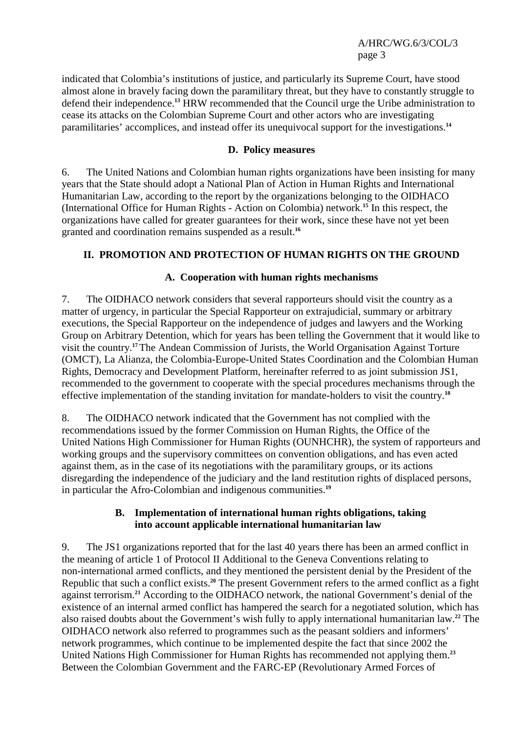indicated that Colombia's institutions of justice, and particularly its Supreme Court, have stood almost alone in bravely facing down the paramilitary threat, but they have to constantly struggle to defend their independence.[13] HRW recommended that the Council urge the Uribe administration to cease its attacks on the Colombian Supreme Court and other actors who are investigating paramilitaries' accomplices, and instead offer its unequivocal support for the investigations.[14]

### D. Policy measures

6. The United Nations and Colombian human rights organizations have been insisting for many years that the State should adopt a National Plan of Action in Human Rights and International Humanitarian Law, according to the report by the organizations belonging to the OIDHACO (International Office for Human Rights - Action on Colombia) network.[15] In this respect, the organizations have called for greater guarantees for their work, since these have not yet been granted and coordination remains suspended as a result.[16]

## II. PROMOTION AND PROTECTION OF HUMAN RIGHTS ON THE GROUND

### A. Cooperation with human rights mechanisms

7. The OIDHACO network considers that several rapporteurs should visit the country as a matter of urgency, in particular the Special Rapporteur on extrajudicial, summary or arbitrary executions, the Special Rapporteur on the independence of judges and lawyers and the Working Group on Arbitrary Detention, which for years has been telling the Government that it would like to visit the country.[17] The Andean Commission of Jurists, the World Organisation Against Torture (OMCT), La Alianza, the Colombia-Europe-United States Coordination and the Colombian Human Rights, Democracy and Development Platform, hereinafter referred to as joint submission JS1, recommended to the government to cooperate with the special procedures mechanisms through the effective implementation of the standing invitation for mandate-holders to visit the country.[18]

8. The OIDHACO network indicated that the Government has not complied with the recommendations issued by the former Commission on Human Rights, the Office of the United Nations High Commissioner for Human Rights (OUNHCHR), the system of rapporteurs and working groups and the supervisory committees on convention obligations, and has even acted against them, as in the case of its negotiations with the paramilitary groups, or its actions disregarding the independence of the judiciary and the land restitution rights of displaced persons, in particular the Afro-Colombian and indigenous communities.[19]

### B. Implementation of international human rights obligations, taking into account applicable international humanitarian law

9. The JS1 organizations reported that for the last 40 years there has been an armed conflict in the meaning of article 1 of Protocol II Additional to the Geneva Conventions relating to non-international armed conflicts, and they mentioned the persistent denial by the President of the Republic that such a conflict exists.[20] The present Government refers to the armed conflict as a fight against terrorism.[21] According to the OIDHACO network, the national Government's denial of the existence of an internal armed conflict has hampered the search for a negotiated solution, which has also raised doubts about the Government's wish fully to apply international humanitarian law.[22] The OIDHACO network also referred to programmes such as the peasant soldiers and informers' network programmes, which continue to be implemented despite the fact that since 2002 the United Nations High Commissioner for Human Rights has recommended not applying them.[23] Between the Colombian Government and the FARC-EP (Revolutionary Armed Forces of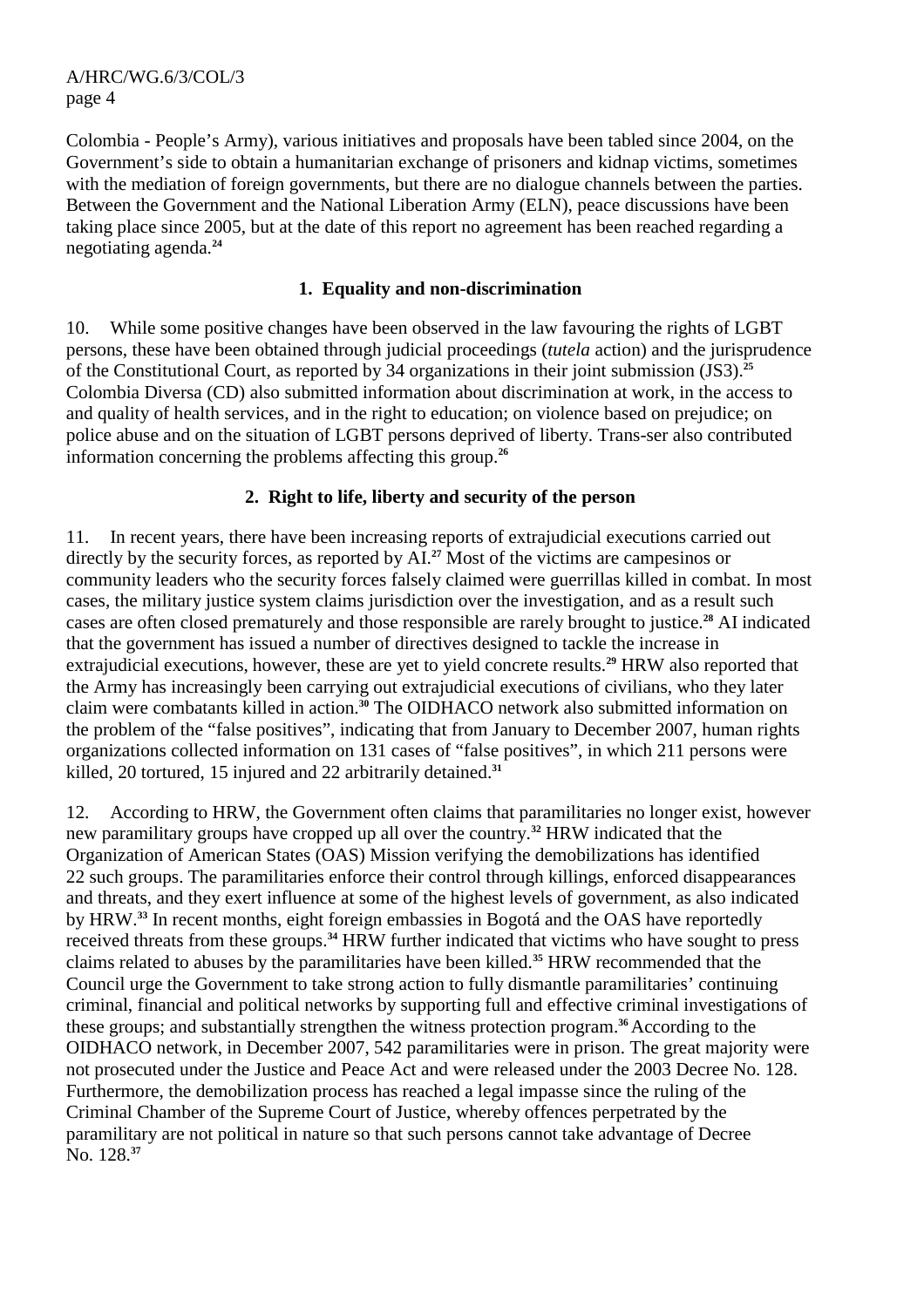Colombia - People's Army), various initiatives and proposals have been tabled since 2004, on the Government's side to obtain a humanitarian exchange of prisoners and kidnap victims, sometimes with the mediation of foreign governments, but there are no dialogue channels between the parties. Between the Government and the National Liberation Army (ELN), peace discussions have been taking place since 2005, but at the date of this report no agreement has been reached regarding a negotiating agenda.[24]

### 1. Equality and non-discrimination

10. While some positive changes have been observed in the law favouring the rights of LGBT persons, these have been obtained through judicial proceedings (*tutela* action) and the jurisprudence of the Constitutional Court, as reported by 34 organizations in their joint submission (JS3).[25] Colombia Diversa (CD) also submitted information about discrimination at work, in the access to and quality of health services, and in the right to education; on violence based on prejudice; on police abuse and on the situation of LGBT persons deprived of liberty. Trans-ser also contributed information concerning the problems affecting this group.[26]

### 2. Right to life, liberty and security of the person

11. In recent years, there have been increasing reports of extrajudicial executions carried out directly by the security forces, as reported by AI.[27] Most of the victims are campesinos or community leaders who the security forces falsely claimed were guerrillas killed in combat. In most cases, the military justice system claims jurisdiction over the investigation, and as a result such cases are often closed prematurely and those responsible are rarely brought to justice.[28] AI indicated that the government has issued a number of directives designed to tackle the increase in extrajudicial executions, however, these are yet to yield concrete results.[29] HRW also reported that the Army has increasingly been carrying out extrajudicial executions of civilians, who they later claim were combatants killed in action.[30] The OIDHACO network also submitted information on the problem of the "false positives", indicating that from January to December 2007, human rights organizations collected information on 131 cases of "false positives", in which 211 persons were killed, 20 tortured, 15 injured and 22 arbitrarily detained.[31]

12. According to HRW, the Government often claims that paramilitaries no longer exist, however new paramilitary groups have cropped up all over the country.[32] HRW indicated that the Organization of American States (OAS) Mission verifying the demobilizations has identified 22 such groups. The paramilitaries enforce their control through killings, enforced disappearances and threats, and they exert influence at some of the highest levels of government, as also indicated by HRW.[33] In recent months, eight foreign embassies in Bogotá and the OAS have reportedly received threats from these groups.[34] HRW further indicated that victims who have sought to press claims related to abuses by the paramilitaries have been killed.[35] HRW recommended that the Council urge the Government to take strong action to fully dismantle paramilitaries' continuing criminal, financial and political networks by supporting full and effective criminal investigations of these groups; and substantially strengthen the witness protection program.[36] According to the OIDHACO network, in December 2007, 542 paramilitaries were in prison. The great majority were not prosecuted under the Justice and Peace Act and were released under the 2003 Decree No. 128. Furthermore, the demobilization process has reached a legal impasse since the ruling of the Criminal Chamber of the Supreme Court of Justice, whereby offences perpetrated by the paramilitary are not political in nature so that such persons cannot take advantage of Decree No. 128.[37]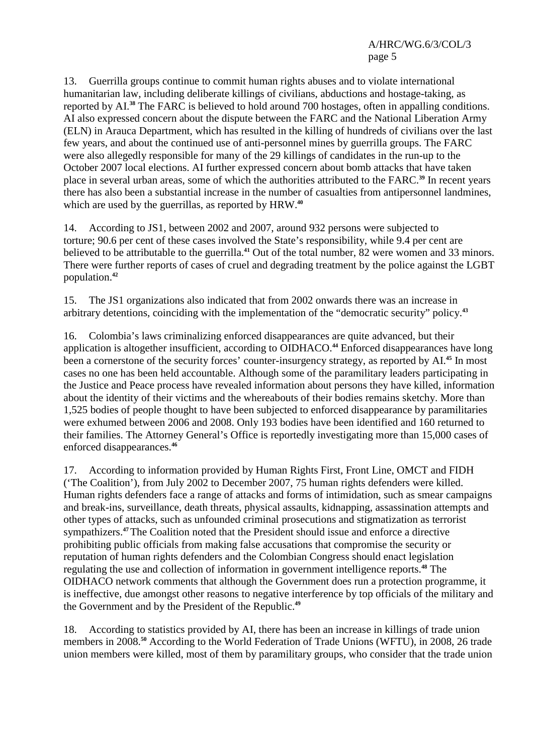13. Guerrilla groups continue to commit human rights abuses and to violate international humanitarian law, including deliberate killings of civilians, abductions and hostage-taking, as reported by AI.[38] The FARC is believed to hold around 700 hostages, often in appalling conditions. AI also expressed concern about the dispute between the FARC and the National Liberation Army (ELN) in Arauca Department, which has resulted in the killing of hundreds of civilians over the last few years, and about the continued use of anti-personnel mines by guerrilla groups. The FARC were also allegedly responsible for many of the 29 killings of candidates in the run-up to the October 2007 local elections. AI further expressed concern about bomb attacks that have taken place in several urban areas, some of which the authorities attributed to the FARC.[39] In recent years there has also been a substantial increase in the number of casualties from antipersonnel landmines, which are used by the guerrillas, as reported by HRW.[40]

14. According to JS1, between 2002 and 2007, around 932 persons were subjected to torture; 90.6 per cent of these cases involved the State's responsibility, while 9.4 per cent are believed to be attributable to the guerrilla.[41] Out of the total number, 82 were women and 33 minors. There were further reports of cases of cruel and degrading treatment by the police against the LGBT population.[42]

15. The JS1 organizations also indicated that from 2002 onwards there was an increase in arbitrary detentions, coinciding with the implementation of the "democratic security" policy.[43]

16. Colombia's laws criminalizing enforced disappearances are quite advanced, but their application is altogether insufficient, according to OIDHACO.[44] Enforced disappearances have long been a cornerstone of the security forces' counter-insurgency strategy, as reported by AI.[45] In most cases no one has been held accountable. Although some of the paramilitary leaders participating in the Justice and Peace process have revealed information about persons they have killed, information about the identity of their victims and the whereabouts of their bodies remains sketchy. More than 1,525 bodies of people thought to have been subjected to enforced disappearance by paramilitaries were exhumed between 2006 and 2008. Only 193 bodies have been identified and 160 returned to their families. The Attorney General's Office is reportedly investigating more than 15,000 cases of enforced disappearances.[46]

17. According to information provided by Human Rights First, Front Line, OMCT and FIDH ('The Coalition'), from July 2002 to December 2007, 75 human rights defenders were killed. Human rights defenders face a range of attacks and forms of intimidation, such as smear campaigns and break-ins, surveillance, death threats, physical assaults, kidnapping, assassination attempts and other types of attacks, such as unfounded criminal prosecutions and stigmatization as terrorist sympathizers.[47] The Coalition noted that the President should issue and enforce a directive prohibiting public officials from making false accusations that compromise the security or reputation of human rights defenders and the Colombian Congress should enact legislation regulating the use and collection of information in government intelligence reports.[48] The OIDHACO network comments that although the Government does run a protection programme, it is ineffective, due amongst other reasons to negative interference by top officials of the military and the Government and by the President of the Republic.[49]

18. According to statistics provided by AI, there has been an increase in killings of trade union members in 2008.[50] According to the World Federation of Trade Unions (WFTU), in 2008, 26 trade union members were killed, most of them by paramilitary groups, who consider that the trade union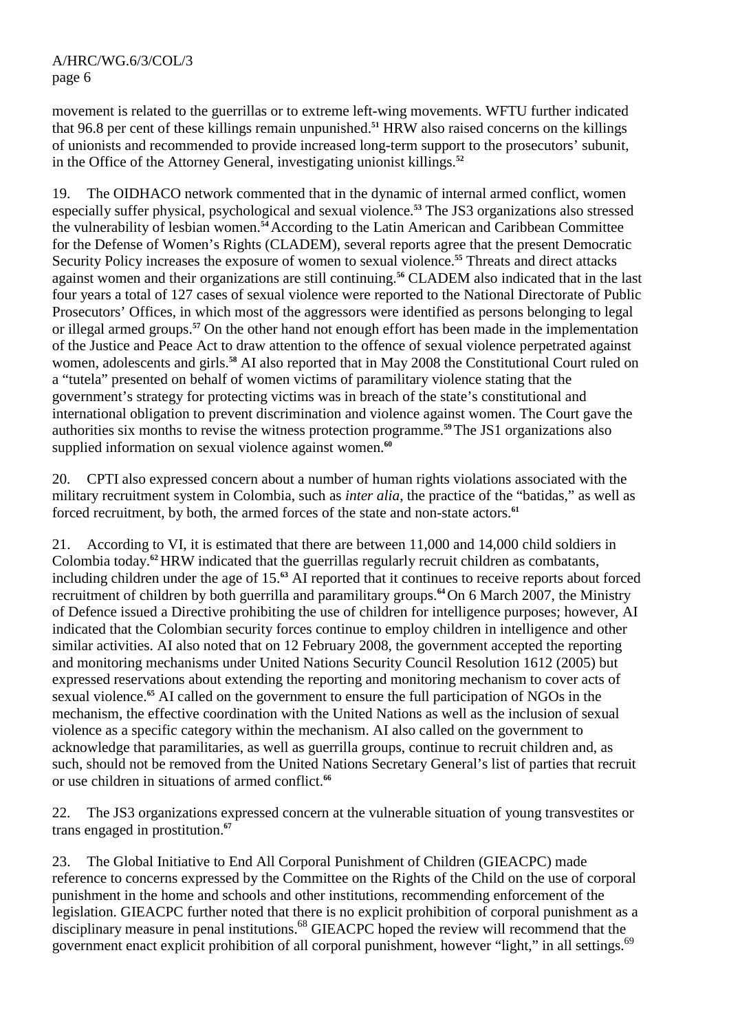movement is related to the guerrillas or to extreme left-wing movements. WFTU further indicated that 96.8 per cent of these killings remain unpunished.[51] HRW also raised concerns on the killings of unionists and recommended to provide increased long-term support to the prosecutors' subunit, in the Office of the Attorney General, investigating unionist killings.[52]

19. The OIDHACO network commented that in the dynamic of internal armed conflict, women especially suffer physical, psychological and sexual violence.[53] The JS3 organizations also stressed the vulnerability of lesbian women.[54] According to the Latin American and Caribbean Committee for the Defense of Women's Rights (CLADEM), several reports agree that the present Democratic Security Policy increases the exposure of women to sexual violence.[55] Threats and direct attacks against women and their organizations are still continuing.[56] CLADEM also indicated that in the last four years a total of 127 cases of sexual violence were reported to the National Directorate of Public Prosecutors' Offices, in which most of the aggressors were identified as persons belonging to legal or illegal armed groups.[57] On the other hand not enough effort has been made in the implementation of the Justice and Peace Act to draw attention to the offence of sexual violence perpetrated against women, adolescents and girls.[58] AI also reported that in May 2008 the Constitutional Court ruled on a "tutela" presented on behalf of women victims of paramilitary violence stating that the government's strategy for protecting victims was in breach of the state's constitutional and international obligation to prevent discrimination and violence against women. The Court gave the authorities six months to revise the witness protection programme.[59] The JS1 organizations also supplied information on sexual violence against women.[60]

20. CPTI also expressed concern about a number of human rights violations associated with the military recruitment system in Colombia, such as *inter alia*, the practice of the "batidas," as well as forced recruitment, by both, the armed forces of the state and non-state actors.[61]

21. According to VI, it is estimated that there are between 11,000 and 14,000 child soldiers in Colombia today.[62] HRW indicated that the guerrillas regularly recruit children as combatants, including children under the age of 15.[63] AI reported that it continues to receive reports about forced recruitment of children by both guerrilla and paramilitary groups.[64] On 6 March 2007, the Ministry of Defence issued a Directive prohibiting the use of children for intelligence purposes; however, AI indicated that the Colombian security forces continue to employ children in intelligence and other similar activities. AI also noted that on 12 February 2008, the government accepted the reporting and monitoring mechanisms under United Nations Security Council Resolution 1612 (2005) but expressed reservations about extending the reporting and monitoring mechanism to cover acts of sexual violence.[65] AI called on the government to ensure the full participation of NGOs in the mechanism, the effective coordination with the United Nations as well as the inclusion of sexual violence as a specific category within the mechanism. AI also called on the government to acknowledge that paramilitaries, as well as guerrilla groups, continue to recruit children and, as such, should not be removed from the United Nations Secretary General's list of parties that recruit or use children in situations of armed conflict.[66]

22. The JS3 organizations expressed concern at the vulnerable situation of young transvestites or trans engaged in prostitution.[67]

23. The Global Initiative to End All Corporal Punishment of Children (GIEACPC) made reference to concerns expressed by the Committee on the Rights of the Child on the use of corporal punishment in the home and schools and other institutions, recommending enforcement of the legislation. GIEACPC further noted that there is no explicit prohibition of corporal punishment as a disciplinary measure in penal institutions.[68] GIEACPC hoped the review will recommend that the government enact explicit prohibition of all corporal punishment, however "light," in all settings.[69]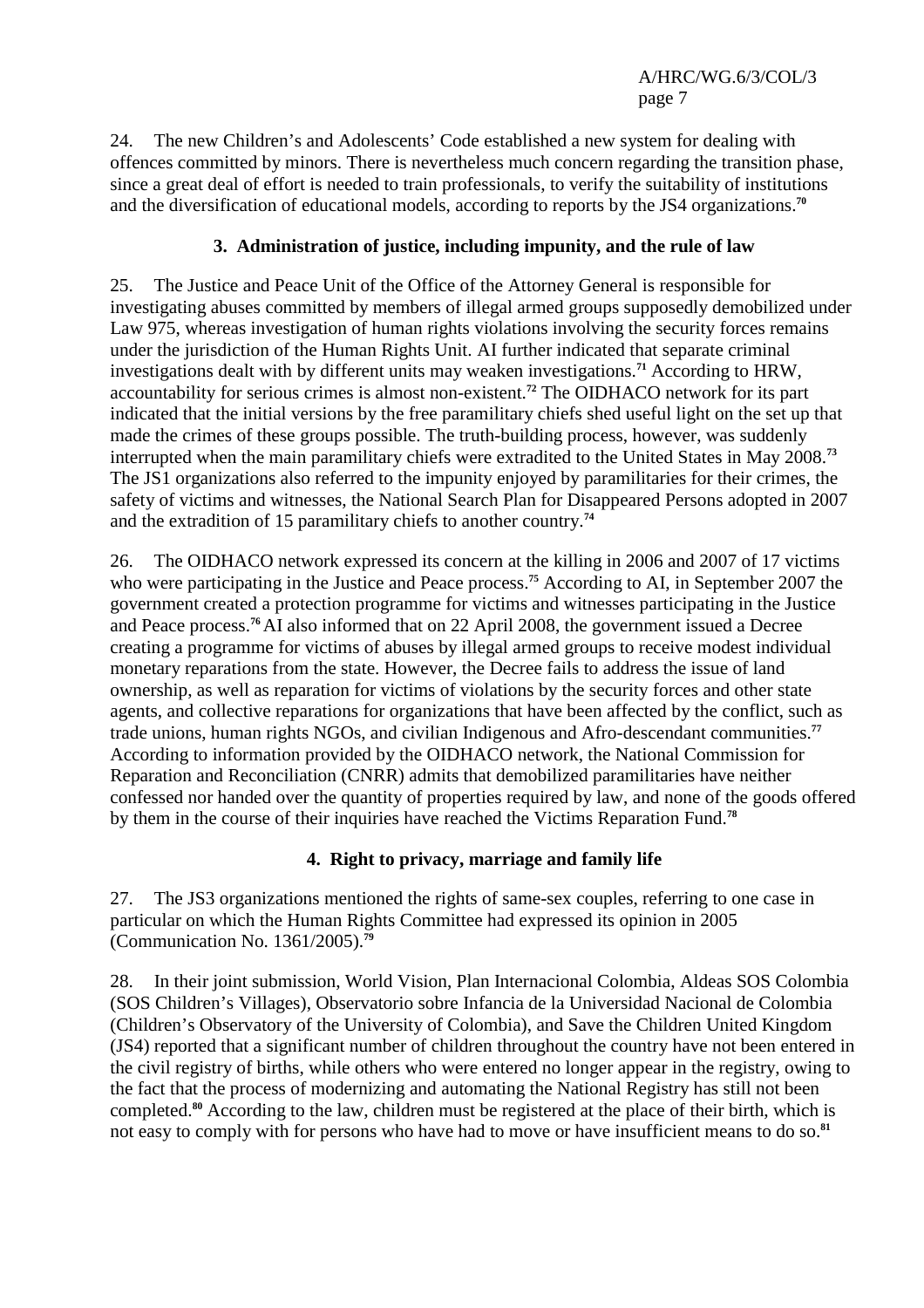24. The new Children's and Adolescents' Code established a new system for dealing with offences committed by minors. There is nevertheless much concern regarding the transition phase, since a great deal of effort is needed to train professionals, to verify the suitability of institutions and the diversification of educational models, according to reports by the JS4 organizations.[70]

### 3. Administration of justice, including impunity, and the rule of law

25. The Justice and Peace Unit of the Office of the Attorney General is responsible for investigating abuses committed by members of illegal armed groups supposedly demobilized under Law 975, whereas investigation of human rights violations involving the security forces remains under the jurisdiction of the Human Rights Unit. AI further indicated that separate criminal investigations dealt with by different units may weaken investigations.[71] According to HRW, accountability for serious crimes is almost non-existent.[72] The OIDHACO network for its part indicated that the initial versions by the free paramilitary chiefs shed useful light on the set up that made the crimes of these groups possible. The truth-building process, however, was suddenly interrupted when the main paramilitary chiefs were extradited to the United States in May 2008.[73] The JS1 organizations also referred to the impunity enjoyed by paramilitaries for their crimes, the safety of victims and witnesses, the National Search Plan for Disappeared Persons adopted in 2007 and the extradition of 15 paramilitary chiefs to another country.[74]

26. The OIDHACO network expressed its concern at the killing in 2006 and 2007 of 17 victims who were participating in the Justice and Peace process.[75] According to AI, in September 2007 the government created a protection programme for victims and witnesses participating in the Justice and Peace process.[76] AI also informed that on 22 April 2008, the government issued a Decree creating a programme for victims of abuses by illegal armed groups to receive modest individual monetary reparations from the state. However, the Decree fails to address the issue of land ownership, as well as reparation for victims of violations by the security forces and other state agents, and collective reparations for organizations that have been affected by the conflict, such as trade unions, human rights NGOs, and civilian Indigenous and Afro-descendant communities.[77] According to information provided by the OIDHACO network, the National Commission for Reparation and Reconciliation (CNRR) admits that demobilized paramilitaries have neither confessed nor handed over the quantity of properties required by law, and none of the goods offered by them in the course of their inquiries have reached the Victims Reparation Fund.[78]

### 4. Right to privacy, marriage and family life

27. The JS3 organizations mentioned the rights of same-sex couples, referring to one case in particular on which the Human Rights Committee had expressed its opinion in 2005 (Communication No. 1361/2005).[79]

28. In their joint submission, World Vision, Plan Internacional Colombia, Aldeas SOS Colombia (SOS Children's Villages), Observatorio sobre Infancia de la Universidad Nacional de Colombia (Children's Observatory of the University of Colombia), and Save the Children United Kingdom (JS4) reported that a significant number of children throughout the country have not been entered in the civil registry of births, while others who were entered no longer appear in the registry, owing to the fact that the process of modernizing and automating the National Registry has still not been completed.[80] According to the law, children must be registered at the place of their birth, which is not easy to comply with for persons who have had to move or have insufficient means to do so.[81]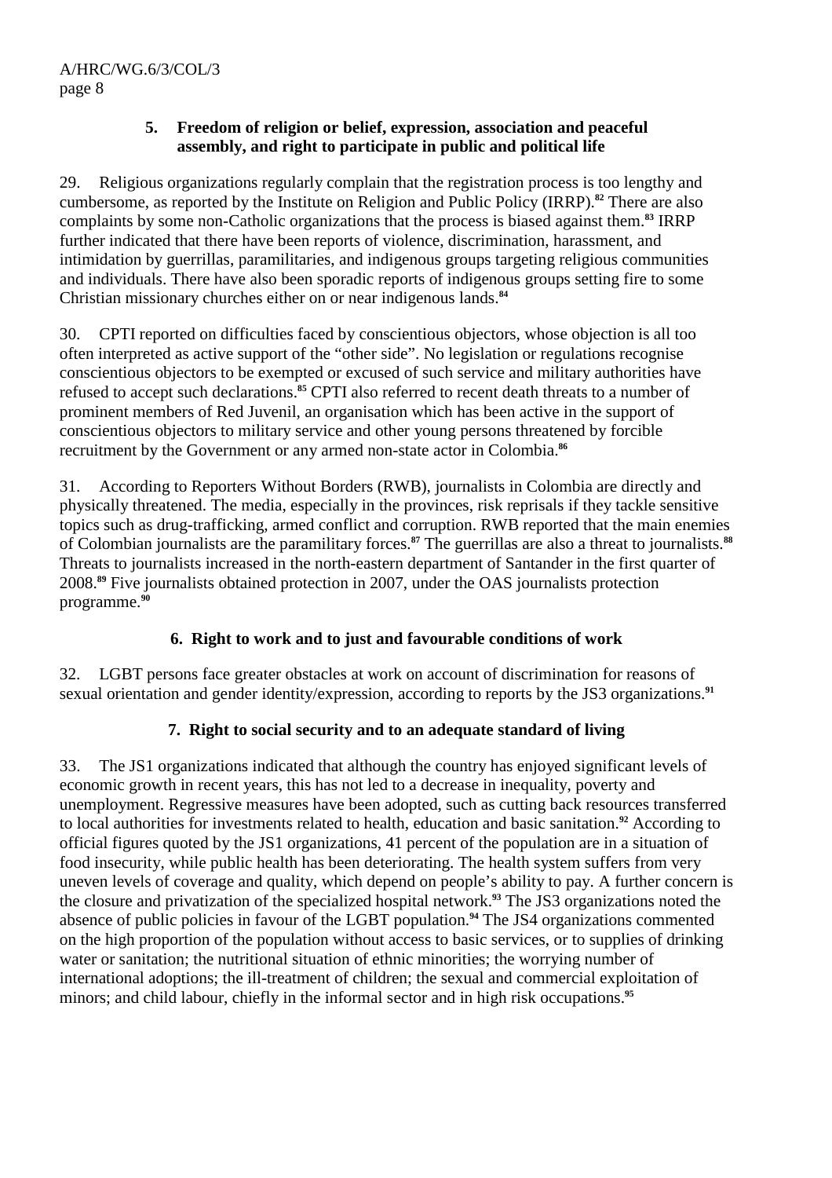### 5. Freedom of religion or belief, expression, association and peaceful assembly, and right to participate in public and political life

29. Religious organizations regularly complain that the registration process is too lengthy and cumbersome, as reported by the Institute on Religion and Public Policy (IRRP).[82] There are also complaints by some non-Catholic organizations that the process is biased against them.[83] IRRP further indicated that there have been reports of violence, discrimination, harassment, and intimidation by guerrillas, paramilitaries, and indigenous groups targeting religious communities and individuals. There have also been sporadic reports of indigenous groups setting fire to some Christian missionary churches either on or near indigenous lands.[84]

30. CPTI reported on difficulties faced by conscientious objectors, whose objection is all too often interpreted as active support of the "other side". No legislation or regulations recognise conscientious objectors to be exempted or excused of such service and military authorities have refused to accept such declarations.[85] CPTI also referred to recent death threats to a number of prominent members of Red Juvenil, an organisation which has been active in the support of conscientious objectors to military service and other young persons threatened by forcible recruitment by the Government or any armed non-state actor in Colombia.[86]

31. According to Reporters Without Borders (RWB), journalists in Colombia are directly and physically threatened. The media, especially in the provinces, risk reprisals if they tackle sensitive topics such as drug-trafficking, armed conflict and corruption. RWB reported that the main enemies of Colombian journalists are the paramilitary forces.[87] The guerrillas are also a threat to journalists.[88] Threats to journalists increased in the north-eastern department of Santander in the first quarter of 2008.[89] Five journalists obtained protection in 2007, under the OAS journalists protection programme.[90]

### 6. Right to work and to just and favourable conditions of work

32. LGBT persons face greater obstacles at work on account of discrimination for reasons of sexual orientation and gender identity/expression, according to reports by the JS3 organizations.[91]

### 7. Right to social security and to an adequate standard of living

33. The JS1 organizations indicated that although the country has enjoyed significant levels of economic growth in recent years, this has not led to a decrease in inequality, poverty and unemployment. Regressive measures have been adopted, such as cutting back resources transferred to local authorities for investments related to health, education and basic sanitation.[92] According to official figures quoted by the JS1 organizations, 41 percent of the population are in a situation of food insecurity, while public health has been deteriorating. The health system suffers from very uneven levels of coverage and quality, which depend on people's ability to pay. A further concern is the closure and privatization of the specialized hospital network.[93] The JS3 organizations noted the absence of public policies in favour of the LGBT population.[94] The JS4 organizations commented on the high proportion of the population without access to basic services, or to supplies of drinking water or sanitation; the nutritional situation of ethnic minorities; the worrying number of international adoptions; the ill-treatment of children; the sexual and commercial exploitation of minors; and child labour, chiefly in the informal sector and in high risk occupations.[95]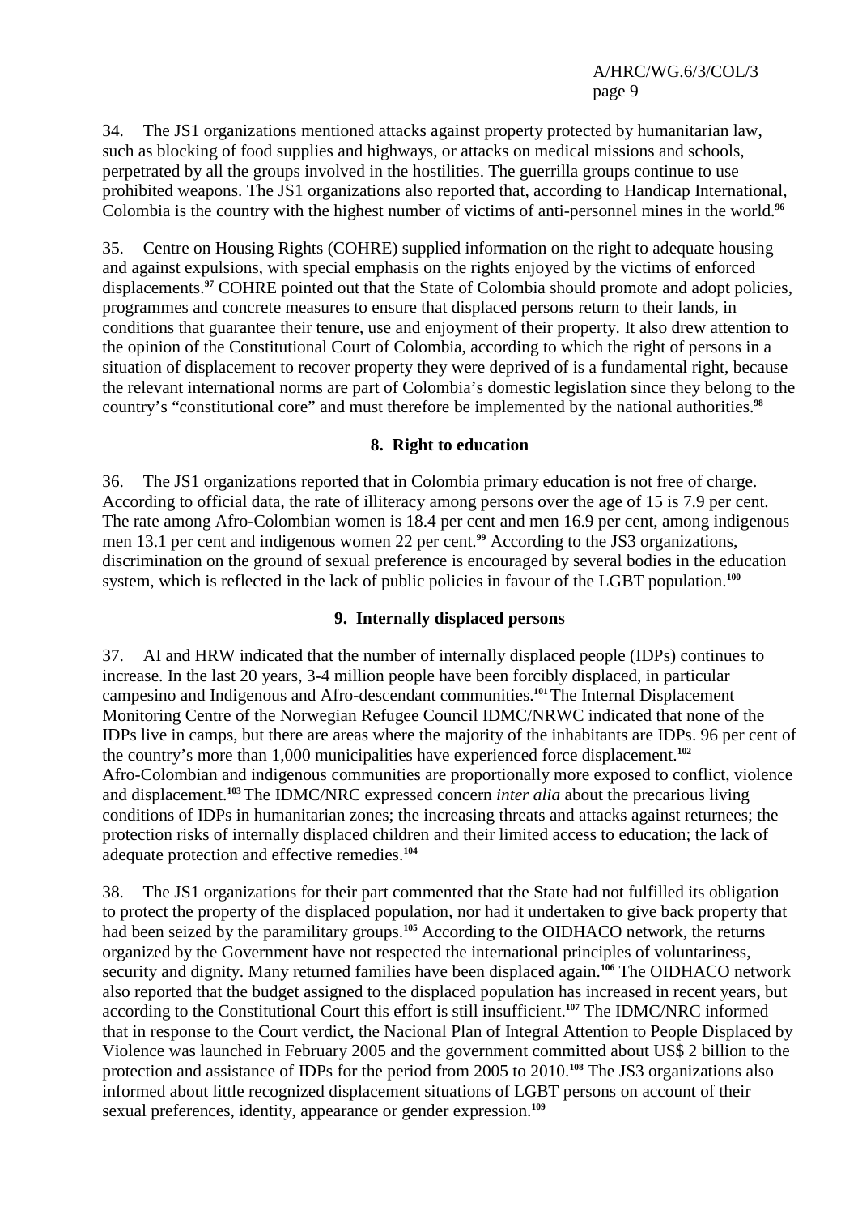34. The JS1 organizations mentioned attacks against property protected by humanitarian law, such as blocking of food supplies and highways, or attacks on medical missions and schools, perpetrated by all the groups involved in the hostilities. The guerrilla groups continue to use prohibited weapons. The JS1 organizations also reported that, according to Handicap International, Colombia is the country with the highest number of victims of anti-personnel mines in the world.[96]

35. Centre on Housing Rights (COHRE) supplied information on the right to adequate housing and against expulsions, with special emphasis on the rights enjoyed by the victims of enforced displacements.[97] COHRE pointed out that the State of Colombia should promote and adopt policies, programmes and concrete measures to ensure that displaced persons return to their lands, in conditions that guarantee their tenure, use and enjoyment of their property. It also drew attention to the opinion of the Constitutional Court of Colombia, according to which the right of persons in a situation of displacement to recover property they were deprived of is a fundamental right, because the relevant international norms are part of Colombia's domestic legislation since they belong to the country's "constitutional core" and must therefore be implemented by the national authorities.[98]

### 8. Right to education

36. The JS1 organizations reported that in Colombia primary education is not free of charge. According to official data, the rate of illiteracy among persons over the age of 15 is 7.9 per cent. The rate among Afro-Colombian women is 18.4 per cent and men 16.9 per cent, among indigenous men 13.1 per cent and indigenous women 22 per cent.[99] According to the JS3 organizations, discrimination on the ground of sexual preference is encouraged by several bodies in the education system, which is reflected in the lack of public policies in favour of the LGBT population.[100]

### 9. Internally displaced persons

37. AI and HRW indicated that the number of internally displaced people (IDPs) continues to increase. In the last 20 years, 3-4 million people have been forcibly displaced, in particular campesino and Indigenous and Afro-descendant communities.[101] The Internal Displacement Monitoring Centre of the Norwegian Refugee Council IDMC/NRWC indicated that none of the IDPs live in camps, but there are areas where the majority of the inhabitants are IDPs. 96 per cent of the country's more than 1,000 municipalities have experienced force displacement.[102] Afro-Colombian and indigenous communities are proportionally more exposed to conflict, violence and displacement.[103] The IDMC/NRC expressed concern *inter alia* about the precarious living conditions of IDPs in humanitarian zones; the increasing threats and attacks against returnees; the protection risks of internally displaced children and their limited access to education; the lack of adequate protection and effective remedies.[104]

38. The JS1 organizations for their part commented that the State had not fulfilled its obligation to protect the property of the displaced population, nor had it undertaken to give back property that had been seized by the paramilitary groups.[105] According to the OIDHACO network, the returns organized by the Government have not respected the international principles of voluntariness, security and dignity. Many returned families have been displaced again.[106] The OIDHACO network also reported that the budget assigned to the displaced population has increased in recent years, but according to the Constitutional Court this effort is still insufficient.[107] The IDMC/NRC informed that in response to the Court verdict, the Nacional Plan of Integral Attention to People Displaced by Violence was launched in February 2005 and the government committed about US$ 2 billion to the protection and assistance of IDPs for the period from 2005 to 2010.[108] The JS3 organizations also informed about little recognized displacement situations of LGBT persons on account of their sexual preferences, identity, appearance or gender expression.[109]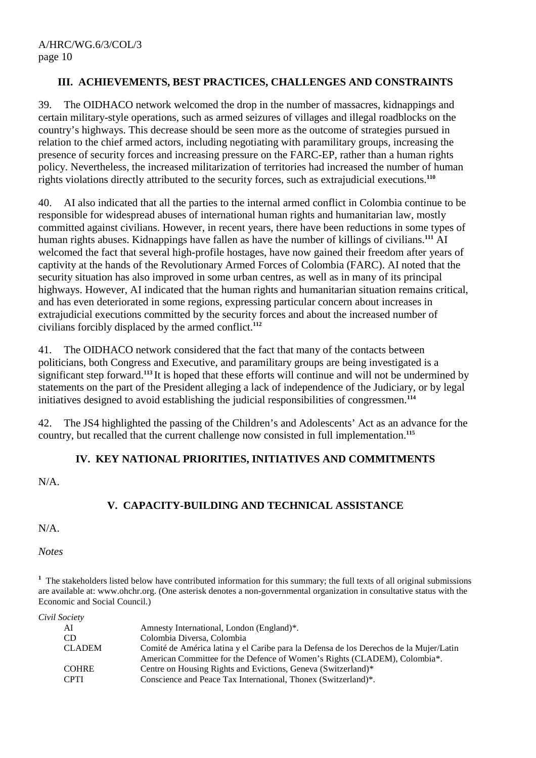## III. ACHIEVEMENTS, BEST PRACTICES, CHALLENGES AND CONSTRAINTS

39. The OIDHACO network welcomed the drop in the number of massacres, kidnappings and certain military-style operations, such as armed seizures of villages and illegal roadblocks on the country's highways. This decrease should be seen more as the outcome of strategies pursued in relation to the chief armed actors, including negotiating with paramilitary groups, increasing the presence of security forces and increasing pressure on the FARC-EP, rather than a human rights policy. Nevertheless, the increased militarization of territories had increased the number of human rights violations directly attributed to the security forces, such as extrajudicial executions.[110]

40. AI also indicated that all the parties to the internal armed conflict in Colombia continue to be responsible for widespread abuses of international human rights and humanitarian law, mostly committed against civilians. However, in recent years, there have been reductions in some types of human rights abuses. Kidnappings have fallen as have the number of killings of civilians.[111] AI welcomed the fact that several high-profile hostages, have now gained their freedom after years of captivity at the hands of the Revolutionary Armed Forces of Colombia (FARC). AI noted that the security situation has also improved in some urban centres, as well as in many of its principal highways. However, AI indicated that the human rights and humanitarian situation remains critical, and has even deteriorated in some regions, expressing particular concern about increases in extrajudicial executions committed by the security forces and about the increased number of civilians forcibly displaced by the armed conflict.[112]

41. The OIDHACO network considered that the fact that many of the contacts between politicians, both Congress and Executive, and paramilitary groups are being investigated is a significant step forward.[113] It is hoped that these efforts will continue and will not be undermined by statements on the part of the President alleging a lack of independence of the Judiciary, or by legal initiatives designed to avoid establishing the judicial responsibilities of congressmen.[114]

42. The JS4 highlighted the passing of the Children's and Adolescents' Act as an advance for the country, but recalled that the current challenge now consisted in full implementation.[115]

## IV. KEY NATIONAL PRIORITIES, INITIATIVES AND COMMITMENTS

N/A.

## V. CAPACITY-BUILDING AND TECHNICAL ASSISTANCE

N/A.

*Notes*

[1] The stakeholders listed below have contributed information for this summary; the full texts of all original submissions are available at: www.ohchr.org. (One asterisk denotes a non-governmental organization in consultative status with the Economic and Social Council.)

*Civil Society*

| | |
|---|---|
| AI | Amnesty International, London (England)*. |
| CD | Colombia Diversa, Colombia |
| CLADEM | Comité de América latina y el Caribe para la Defensa de los Derechos de la Mujer/Latin American Committee for the Defence of Women's Rights (CLADEM), Colombia*. |
| COHRE | Centre on Housing Rights and Evictions, Geneva (Switzerland)* |
| CPTI | Conscience and Peace Tax International, Thonex (Switzerland)*. |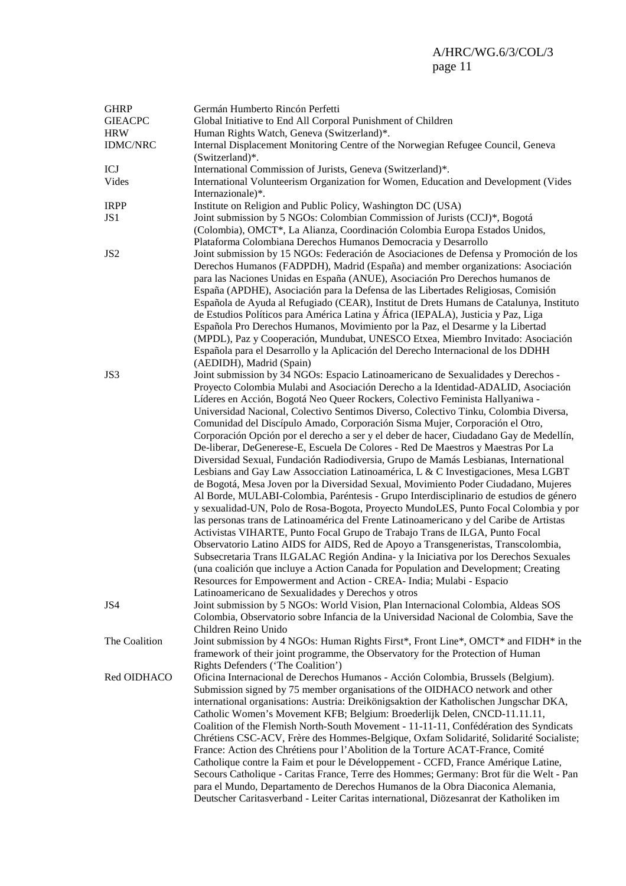| | |
|---|---|
| GHRP | Germán Humberto Rincón Perfetti |
| GIEACPC | Global Initiative to End All Corporal Punishment of Children |
| HRW | Human Rights Watch, Geneva (Switzerland)*. |
| IDMC/NRC | Internal Displacement Monitoring Centre of the Norwegian Refugee Council, Geneva (Switzerland)*. |
| ICJ | International Commission of Jurists, Geneva (Switzerland)*. |
| Vides | International Volunteerism Organization for Women, Education and Development (Vides Internazionale)*. |
| IRPP | Institute on Religion and Public Policy, Washington DC (USA) |
| JS1 | Joint submission by 5 NGOs: Colombian Commission of Jurists (CCJ)*, Bogotá (Colombia), OMCT*, La Alianza, Coordinación Colombia Europa Estados Unidos, Plataforma Colombiana Derechos Humanos Democracia y Desarrollo |
| JS2 | Joint submission by 15 NGOs: Federación de Asociaciones de Defensa y Promoción de los Derechos Humanos (FADPDH), Madrid (España) and member organizations: Asociación para las Naciones Unidas en España (ANUE), Asociación Pro Derechos humanos de España (APDHE), Asociación para la Defensa de las Libertades Religiosas, Comisión Española de Ayuda al Refugiado (CEAR), Institut de Drets Humans de Catalunya, Instituto de Estudios Políticos para América Latina y África (IEPALA), Justicia y Paz, Liga Española Pro Derechos Humanos, Movimiento por la Paz, el Desarme y la Libertad (MPDL), Paz y Cooperación, Mundubat, UNESCO Etxea, Miembro Invitado: Asociación Española para el Desarrollo y la Aplicación del Derecho Internacional de los DDHH (AEDIDH), Madrid (Spain) |
| JS3 | Joint submission by 34 NGOs: Espacio Latinoamericano de Sexualidades y Derechos - Proyecto Colombia Mulabi and Asociación Derecho a la Identidad-ADALID, Asociación Líderes en Acción, Bogotá Neo Queer Rockers, Colectivo Feminista Hallyaniwa - Universidad Nacional, Colectivo Sentimos Diverso, Colectivo Tinku, Colombia Diversa, Comunidad del Discípulo Amado, Corporación Sisma Mujer, Corporación el Otro, Corporación Opción por el derecho a ser y el deber de hacer, Ciudadano Gay de Medellín, De-liberar, DeGenerese-E, Escuela De Colores - Red De Maestros y Maestras Por La Diversidad Sexual, Fundación Radiodiversia, Grupo de Mamás Lesbianas, International Lesbians and Gay Law Assocciation Latinoamérica, L & C Investigaciones, Mesa LGBT de Bogotá, Mesa Joven por la Diversidad Sexual, Movimiento Poder Ciudadano, Mujeres Al Borde, MULABI-Colombia, Paréntesis - Grupo Interdisciplinario de estudios de género y sexualidad-UN, Polo de Rosa-Bogotá, Proyecto MundoLES, Punto Focal Colombia y por las personas trans de Latinoamérica del Frente Latinoamericano y del Caribe de Artistas Activistas VIHARTE, Punto Focal Grupo de Trabajo Trans de ILGA, Punto Focal Observatorio Latino AIDS for AIDS, Red de Apoyo a Transgeneristas, Transcolombia, Subsecretaria Trans ILGALAC Región Andina- y la Iniciativa por los Derechos Sexuales (una coalición que incluye a Action Canada for Population and Development; Creating Resources for Empowerment and Action - CREA- India; Mulabi - Espacio Latinoamericano de Sexualidades y Derechos y otros |
| JS4 | Joint submission by 5 NGOs: World Vision, Plan Internacional Colombia, Aldeas SOS Colombia, Observatorio sobre Infancia de la Universidad Nacional de Colombia, Save the Children Reino Unido |
| The Coalition | Joint submission by 4 NGOs: Human Rights First*, Front Line*, OMCT* and FIDH* in the framework of their joint programme, the Observatory for the Protection of Human Rights Defenders ('The Coalition') |
| Red OIDHACO | Oficina Internacional de Derechos Humanos - Acción Colombia, Brussels (Belgium). Submission signed by 75 member organisations of the OIDHACO network and other international organisations: Austria: Dreikönigsaktion der Katholischen Jungschar DKA, Catholic Women's Movement KFB; Belgium: Broederlijk Delen, CNCD-11.11.11, Coalition of the Flemish North-South Movement - 11-11-11, Confédération des Syndicats Chrétiens CSC-ACV, Frère des Hommes-Belgique, Oxfam Solidarité, Solidarité Socialiste; France: Action des Chrétiens pour l'Abolition de la Torture ACAT-France, Comité Catholique contre la Faim et pour le Développement - CCFD, France Amérique Latine, Secours Catholique - Caritas France, Terre des Hommes; Germany: Brot für die Welt - Pan para el Mundo, Departamento de Derechos Humanos de la Obra Diaconica Alemania, Deutscher Caritasverband - Leiter Caritas international, Diözesanrat der Katholiken im |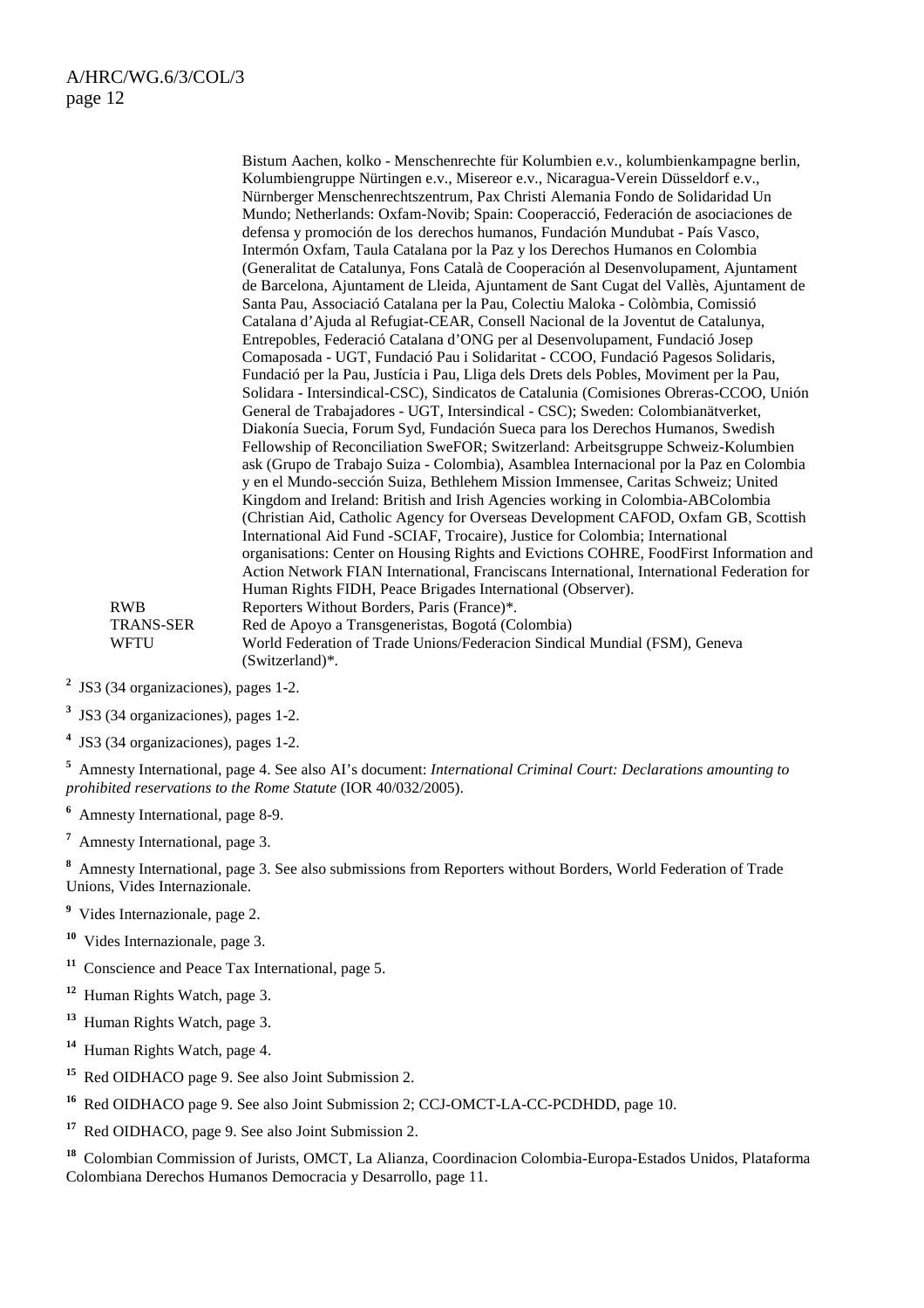| | |
|---|---|
| | Bistum Aachen, kolko - Menschenrechte für Kolumbien e.v., kolumbienkampagne berlin, Kolumbiengruppe Nürtingen e.v., Misereor e.v., Nicaragua-Verein Düsseldorf e.v., Nürnberger Menschenrechtszentrum, Pax Christi Alemania Fondo de Solidaridad Un Mundo; Netherlands: Oxfam-Novib; Spain: Cooperacció, Federación de asociaciones de defensa y promoción de los derechos humanos, Fundación Mundubat - País Vasco, Intermón Oxfam, Taula Catalana por la Paz y los Derechos Humanos en Colombia (Generalitat de Catalunya, Fons Català de Cooperació al Desenvolupament, Ajuntament de Barcelona, Ajuntament de Lleida, Ajuntament de Sant Cugat del Vallès, Ajuntament de Santa Pau, Associació Catalana per la Pau, Colectiu Maloka - Colòmbia, Comissió Catalana d'Ajuda al Refugiat-CEAR, Consell Nacional de la Joventut de Catalunya, Entrepobles, Federació Catalana d'ONG per al Desenvolupament, Fundació Josep Comaposada - UGT, Fundació Pau i Solidaritat - CCOO, Fundació Pagesos Solidaris, Fundació per la Pau, Justícia i Pau, Lliga dels Drets dels Pobles, Moviment per la Pau, Solidara - Intersindical-CSC), Sindicatos de Catalunia (Comisiones Obreras-CCOO, Unión General de Trabajadores - UGT, Intersindical - CSC); Sweden: Colombianätverket, Diakonía Suecia, Forum Syd, Fundación Sueca para los Derechos Humanos, Swedish Fellowship of Reconciliation SweFOR; Switzerland: Arbeitsgruppe Schweiz-Kolumbien ask (Grupo de Trabajo Suiza - Colombia), Asamblea Internacional por la Paz en Colombia y en el Mundo-sección Suiza, Bethlehem Mission Immensee, Caritas Schweiz; United Kingdom and Ireland: British and Irish Agencies working in Colombia-ABColombia (Christian Aid, Catholic Agency for Overseas Development CAFOD, Oxfam GB, Scottish International Aid Fund -SCIAF, Trocaire), Justice for Colombia; International organisations: Center on Housing Rights and Evictions COHRE, FoodFirst Information and Action Network FIAN International, Franciscans International, International Federation for Human Rights FIDH, Peace Brigades International (Observer). |
| RWB | Reporters Without Borders, Paris (France)*. |
| TRANS-SER | Red de Apoyo a Transgeneristas, Bogotá (Colombia) |
| WFTU | World Federation of Trade Unions/Federacion Sindical Mundial (FSM), Geneva (Switzerland)*. |

[2] JS3 (34 organizaciones), pages 1-2.

[3] JS3 (34 organizaciones), pages 1-2.

[4] JS3 (34 organizaciones), pages 1-2.

[5] Amnesty International, page 4. See also AI's document: *International Criminal Court: Declarations amounting to prohibited reservations to the Rome Statute* (IOR 40/032/2005).

[6] Amnesty International, page 8-9.

[7] Amnesty International, page 3.

[8] Amnesty International, page 3. See also submissions from Reporters without Borders, World Federation of Trade Unions, Vides Internazionale.

[9] Vides Internazionale, page 2.

[10] Vides Internazionale, page 3.

[11] Conscience and Peace Tax International, page 5.

[12] Human Rights Watch, page 3.

[13] Human Rights Watch, page 3.

[14] Human Rights Watch, page 4.

[15] Red OIDHACO page 9. See also Joint Submission 2.

[16] Red OIDHACO page 9. See also Joint Submission 2; CCJ-OMCT-LA-CC-PCDHDD, page 10.

[17] Red OIDHACO, page 9. See also Joint Submission 2.

[18] Colombian Commission of Jurists, OMCT, La Alianza, Coordinacion Colombia-Europa-Estados Unidos, Plataforma Colombiana Derechos Humanos Democracia y Desarrollo, page 11.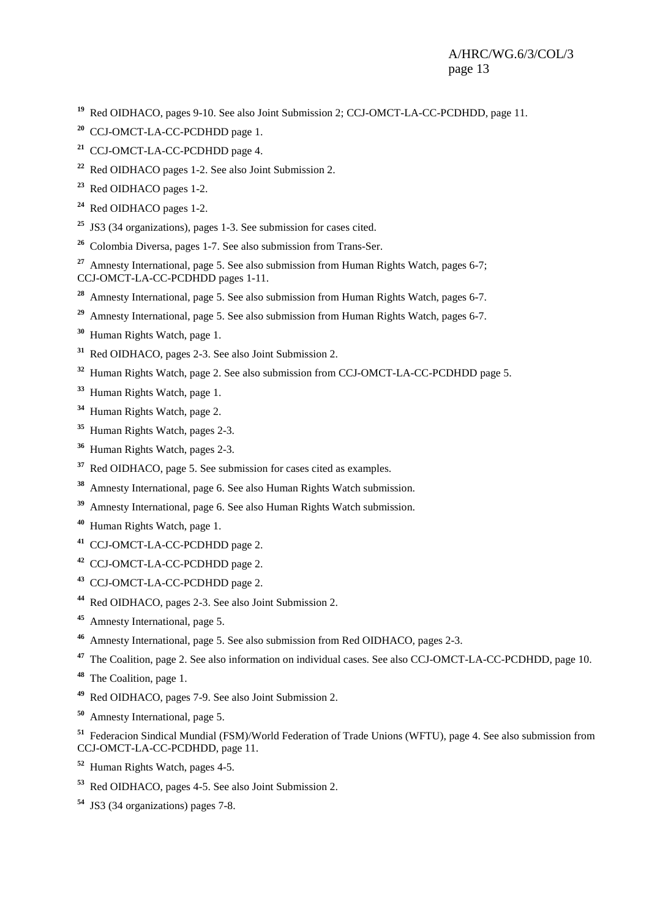[19] Red OIDHACO, pages 9-10. See also Joint Submission 2; CCJ-OMCT-LA-CC-PCDHDD, page 11.

[20] CCJ-OMCT-LA-CC-PCDHDD page 1.

[21] CCJ-OMCT-LA-CC-PCDHDD page 4.

[22] Red OIDHACO pages 1-2. See also Joint Submission 2.

[23] Red OIDHACO pages 1-2.

[24] Red OIDHACO pages 1-2.

[25] JS3 (34 organizations), pages 1-3. See submission for cases cited.

[26] Colombia Diversa, pages 1-7. See also submission from Trans-Ser.

[27] Amnesty International, page 5. See also submission from Human Rights Watch, pages 6-7; CCJ-OMCT-LA-CC-PCDHDD pages 1-11.

[28] Amnesty International, page 5. See also submission from Human Rights Watch, pages 6-7.

[29] Amnesty International, page 5. See also submission from Human Rights Watch, pages 6-7.

[30] Human Rights Watch, page 1.

[31] Red OIDHACO, pages 2-3. See also Joint Submission 2.

[32] Human Rights Watch, page 2. See also submission from CCJ-OMCT-LA-CC-PCDHDD page 5.

[33] Human Rights Watch, page 1.

[34] Human Rights Watch, page 2.

[35] Human Rights Watch, pages 2-3.

[36] Human Rights Watch, pages 2-3.

[37] Red OIDHACO, page 5. See submission for cases cited as examples.

[38] Amnesty International, page 6. See also Human Rights Watch submission.

[39] Amnesty International, page 6. See also Human Rights Watch submission.

[40] Human Rights Watch, page 1.

[41] CCJ-OMCT-LA-CC-PCDHDD page 2.

[42] CCJ-OMCT-LA-CC-PCDHDD page 2.

[43] CCJ-OMCT-LA-CC-PCDHDD page 2.

[44] Red OIDHACO, pages 2-3. See also Joint Submission 2.

[45] Amnesty International, page 5.

[46] Amnesty International, page 5. See also submission from Red OIDHACO, pages 2-3.

[47] The Coalition, page 2. See also information on individual cases. See also CCJ-OMCT-LA-CC-PCDHDD, page 10.

[48] The Coalition, page 1.

[49] Red OIDHACO, pages 7-9. See also Joint Submission 2.

[50] Amnesty International, page 5.

[51] Federacion Sindical Mundial (FSM)/World Federation of Trade Unions (WFTU), page 4. See also submission from CCJ-OMCT-LA-CC-PCDHDD, page 11.

[52] Human Rights Watch, pages 4-5.

[53] Red OIDHACO, pages 4-5. See also Joint Submission 2.

[54] JS3 (34 organizations) pages 7-8.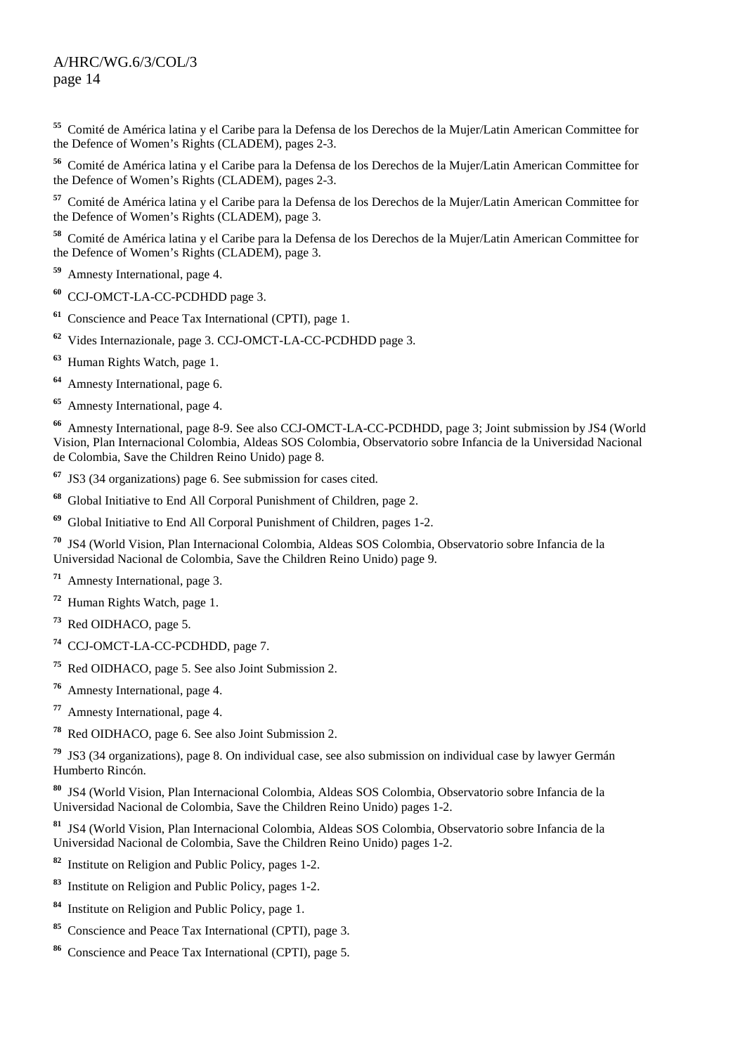[55] Comité de América latina y el Caribe para la Defensa de los Derechos de la Mujer/Latin American Committee for the Defence of Women's Rights (CLADEM), pages 2-3.

[56] Comité de América latina y el Caribe para la Defensa de los Derechos de la Mujer/Latin American Committee for the Defence of Women's Rights (CLADEM), pages 2-3.

[57] Comité de América latina y el Caribe para la Defensa de los Derechos de la Mujer/Latin American Committee for the Defence of Women's Rights (CLADEM), page 3.

[58] Comité de América latina y el Caribe para la Defensa de los Derechos de la Mujer/Latin American Committee for the Defence of Women's Rights (CLADEM), page 3.

[59] Amnesty International, page 4.

[60] CCJ-OMCT-LA-CC-PCDHDD page 3.

[61] Conscience and Peace Tax International (CPTI), page 1.

[62] Vides Internazionale, page 3. CCJ-OMCT-LA-CC-PCDHDD page 3.

[63] Human Rights Watch, page 1.

[64] Amnesty International, page 6.

[65] Amnesty International, page 4.

[66] Amnesty International, page 8-9. See also CCJ-OMCT-LA-CC-PCDHDD, page 3; Joint submission by JS4 (World Vision, Plan Internacional Colombia, Aldeas SOS Colombia, Observatorio sobre Infancia de la Universidad Nacional de Colombia, Save the Children Reino Unido) page 8.

[67] JS3 (34 organizations) page 6. See submission for cases cited.

[68] Global Initiative to End All Corporal Punishment of Children, page 2.

[69] Global Initiative to End All Corporal Punishment of Children, pages 1-2.

[70] JS4 (World Vision, Plan Internacional Colombia, Aldeas SOS Colombia, Observatorio sobre Infancia de la Universidad Nacional de Colombia, Save the Children Reino Unido) page 9.

[71] Amnesty International, page 3.

[72] Human Rights Watch, page 1.

[73] Red OIDHACO, page 5.

[74] CCJ-OMCT-LA-CC-PCDHDD, page 7.

[75] Red OIDHACO, page 5. See also Joint Submission 2.

[76] Amnesty International, page 4.

[77] Amnesty International, page 4.

[78] Red OIDHACO, page 6. See also Joint Submission 2.

[79] JS3 (34 organizations), page 8. On individual case, see also submission on individual case by lawyer Germán Humberto Rincón.

[80] JS4 (World Vision, Plan Internacional Colombia, Aldeas SOS Colombia, Observatorio sobre Infancia de la Universidad Nacional de Colombia, Save the Children Reino Unido) pages 1-2.

[81] JS4 (World Vision, Plan Internacional Colombia, Aldeas SOS Colombia, Observatorio sobre Infancia de la Universidad Nacional de Colombia, Save the Children Reino Unido) pages 1-2.

[82] Institute on Religion and Public Policy, pages 1-2.

[83] Institute on Religion and Public Policy, pages 1-2.

[84] Institute on Religion and Public Policy, page 1.

[85] Conscience and Peace Tax International (CPTI), page 3.

[86] Conscience and Peace Tax International (CPTI), page 5.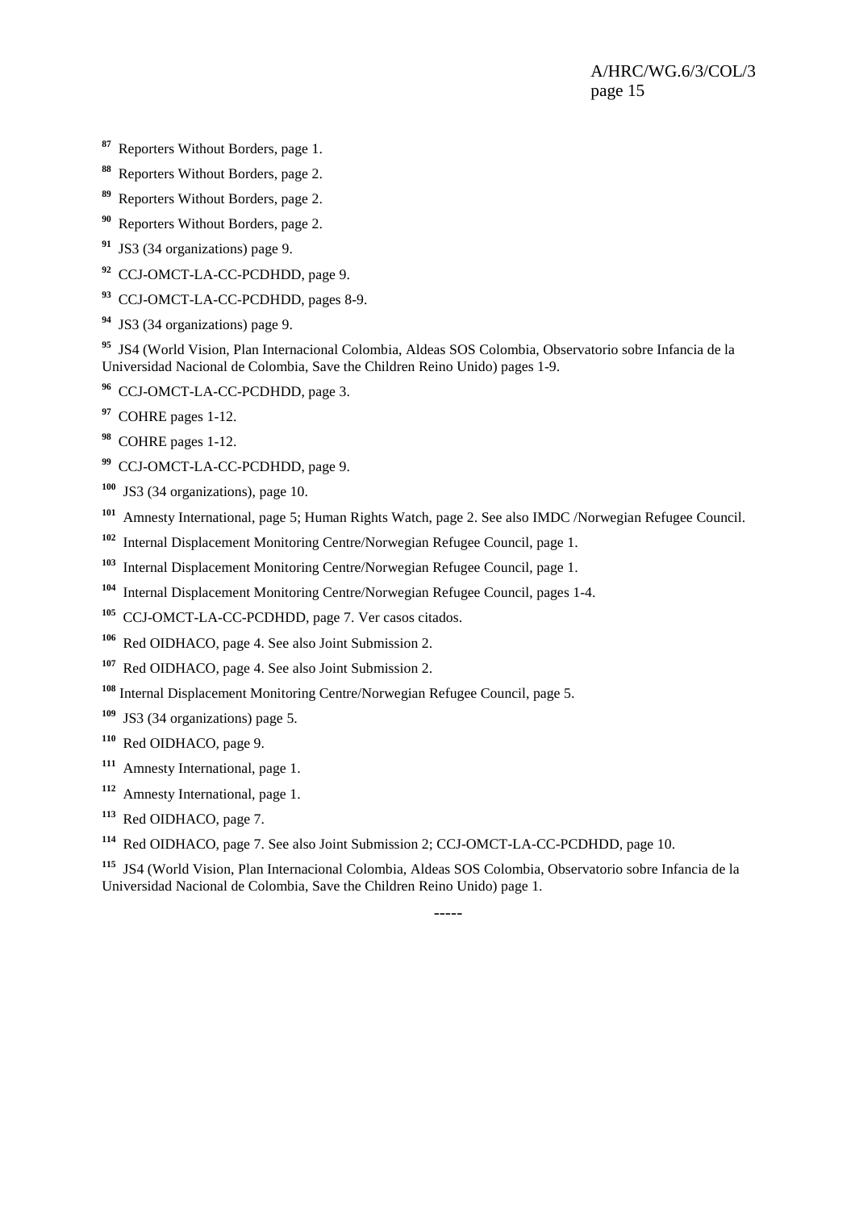[87] Reporters Without Borders, page 1.

[88] Reporters Without Borders, page 2.

[89] Reporters Without Borders, page 2.

[90] Reporters Without Borders, page 2.

[91] JS3 (34 organizations) page 9.

[92] CCJ-OMCT-LA-CC-PCDHDD, page 9.

[93] CCJ-OMCT-LA-CC-PCDHDD, pages 8-9.

[94] JS3 (34 organizations) page 9.

[95] JS4 (World Vision, Plan Internacional Colombia, Aldeas SOS Colombia, Observatorio sobre Infancia de la Universidad Nacional de Colombia, Save the Children Reino Unido) pages 1-9.

[96] CCJ-OMCT-LA-CC-PCDHDD, page 3.

[97] COHRE pages 1-12.

[98] COHRE pages 1-12.

[99] CCJ-OMCT-LA-CC-PCDHDD, page 9.

[100] JS3 (34 organizations), page 10.

[101] Amnesty International, page 5; Human Rights Watch, page 2. See also IMDC /Norwegian Refugee Council.

[102] Internal Displacement Monitoring Centre/Norwegian Refugee Council, page 1.

[103] Internal Displacement Monitoring Centre/Norwegian Refugee Council, page 1.

[104] Internal Displacement Monitoring Centre/Norwegian Refugee Council, pages 1-4.

[105] CCJ-OMCT-LA-CC-PCDHDD, page 7. Ver casos citados.

[106] Red OIDHACO, page 4. See also Joint Submission 2.

[107] Red OIDHACO, page 4. See also Joint Submission 2.

[108] Internal Displacement Monitoring Centre/Norwegian Refugee Council, page 5.

[109] JS3 (34 organizations) page 5.

[110] Red OIDHACO, page 9.

[111] Amnesty International, page 1.

[112] Amnesty International, page 1.

[113] Red OIDHACO, page 7.

[114] Red OIDHACO, page 7. See also Joint Submission 2; CCJ-OMCT-LA-CC-PCDHDD, page 10.

[115] JS4 (World Vision, Plan Internacional Colombia, Aldeas SOS Colombia, Observatorio sobre Infancia de la Universidad Nacional de Colombia, Save the Children Reino Unido) page 1.

-----